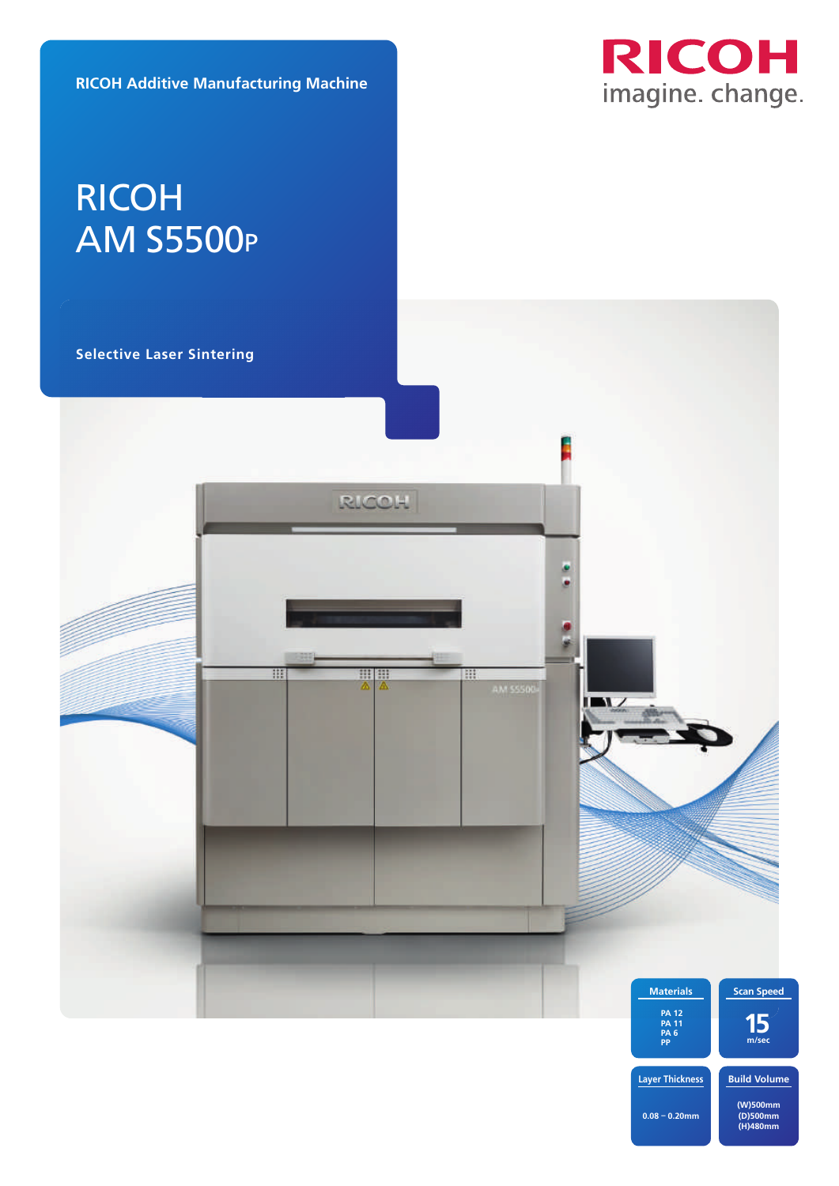RICOH Additive Manufacturing Machine

RICOH
imagine. change.

# RICOH AM S5500P

Selective Laser Sintering

| Materials | Scan Speed |
| --- | --- |
| PA 12<br>PA 11<br>PA 6<br>PP | 15 m/sec |

| Layer Thickness | Build Volume |
| --- | --- |
| 0.08 – 0.20mm | (W)500mm<br>(D)500mm<br>(H)480mm |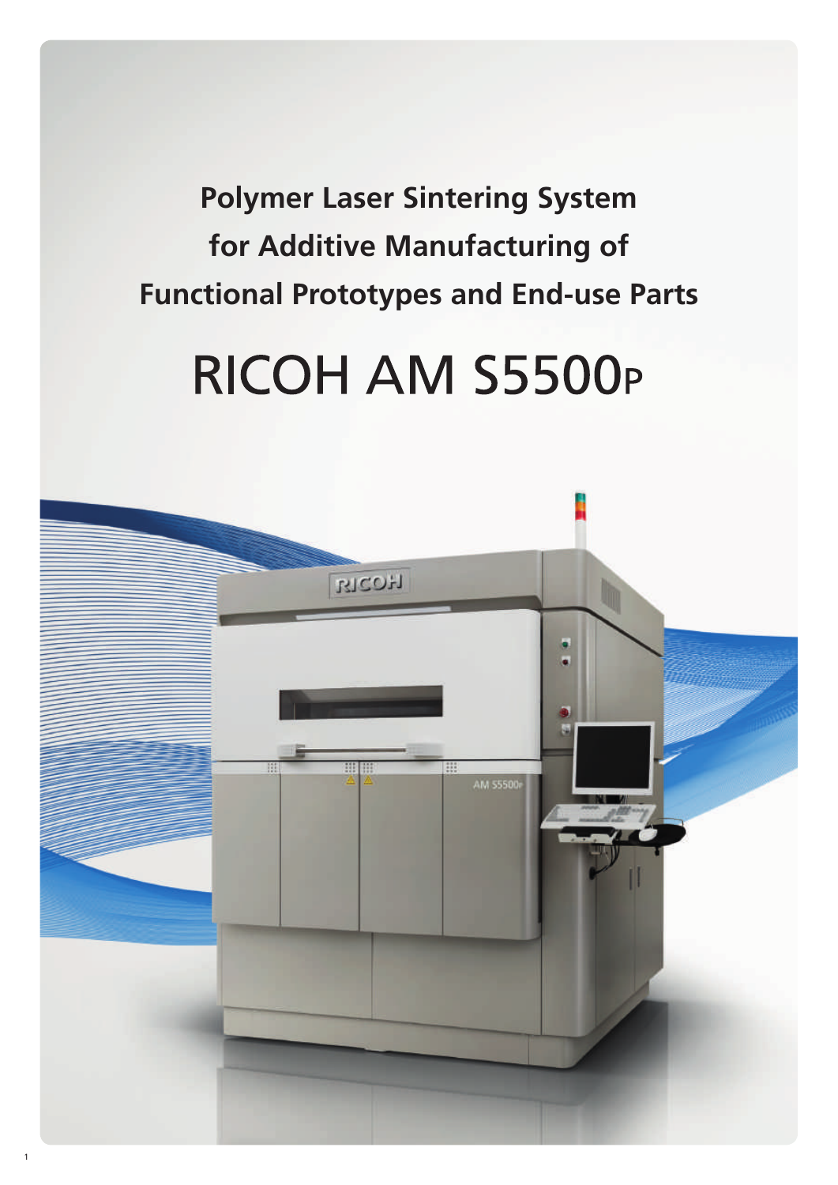**Polymer Laser Sintering System for Additive Manufacturing of Functional Prototypes and End-use Parts**

# RICOH AM S5500P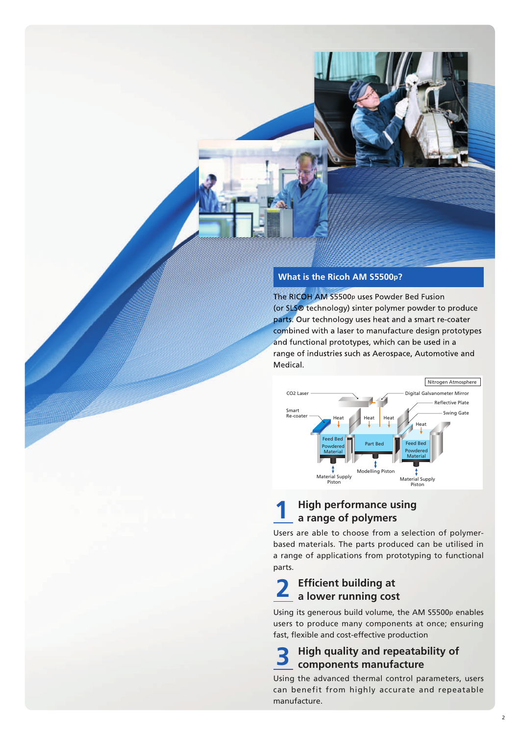## What is the Ricoh AM S5500p?

The RICOH AM S5500p uses Powder Bed Fusion (or SLS® technology) sinter polymer powder to produce parts. Our technology uses heat and a smart re-coater combined with a laser to manufacture design prototypes and functional prototypes, which can be used in a range of industries such as Aerospace, Automotive and Medical.

Nitrogen Atmosphere

CO2 Laser

Digital Galvanometer Mirror

Reflective Plate

Smart Re-coater

Swing Gate

Heat

Heat

Heat

Heat

Feed Bed Powdered Material

Part Bed

Feed Bed Powdered Material

Modelling Piston

Material Supply Piston

Material Supply Piston

### 1 High performance using a range of polymers

Users are able to choose from a selection of polymer-based materials. The parts produced can be utilised in a range of applications from prototyping to functional parts.

### 2 Efficient building at a lower running cost

Using its generous build volume, the AM S5500p enables users to produce many components at once; ensuring fast, flexible and cost-effective production

### 3 High quality and repeatability of components manufacture

Using the advanced thermal control parameters, users can benefit from highly accurate and repeatable manufacture.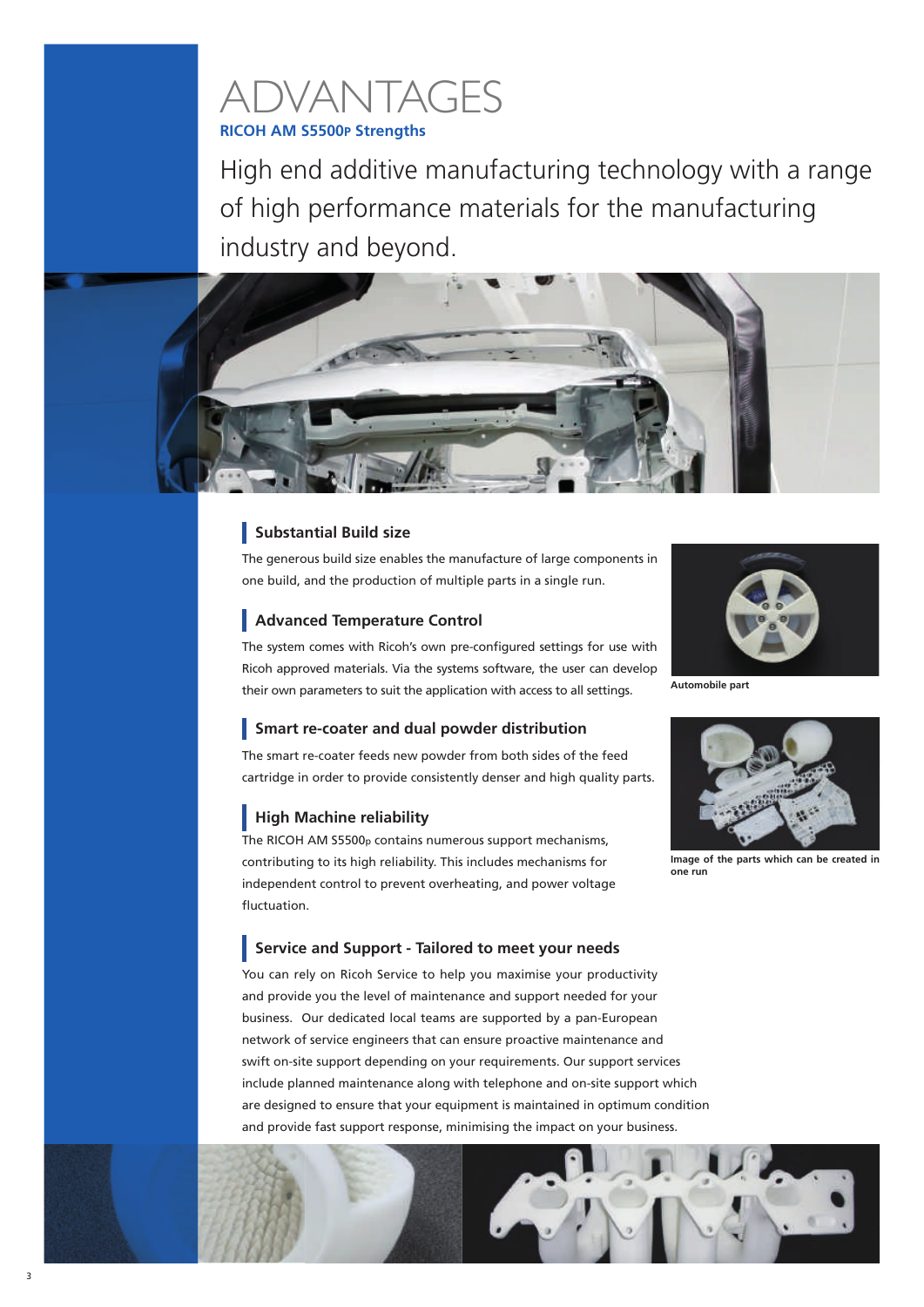# ADVANTAGES

**RICOH AM S5500P Strengths**

High end additive manufacturing technology with a range of high performance materials for the manufacturing industry and beyond.

### Substantial Build size

The generous build size enables the manufacture of large components in one build, and the production of multiple parts in a single run.

### Advanced Temperature Control

The system comes with Ricoh's own pre-configured settings for use with Ricoh approved materials. Via the systems software, the user can develop their own parameters to suit the application with access to all settings.

### Smart re-coater and dual powder distribution

The smart re-coater feeds new powder from both sides of the feed cartridge in order to provide consistently denser and high quality parts.

### High Machine reliability

The RICOH AM S5500P contains numerous support mechanisms, contributing to its high reliability. This includes mechanisms for independent control to prevent overheating, and power voltage fluctuation.

### Service and Support - Tailored to meet your needs

You can rely on Ricoh Service to help you maximise your productivity and provide you the level of maintenance and support needed for your business. Our dedicated local teams are supported by a pan-European network of service engineers that can ensure proactive maintenance and swift on-site support depending on your requirements. Our support services include planned maintenance along with telephone and on-site support which are designed to ensure that your equipment is maintained in optimum condition and provide fast support response, minimising the impact on your business.

**Automobile part**

**Image of the parts which can be created in one run**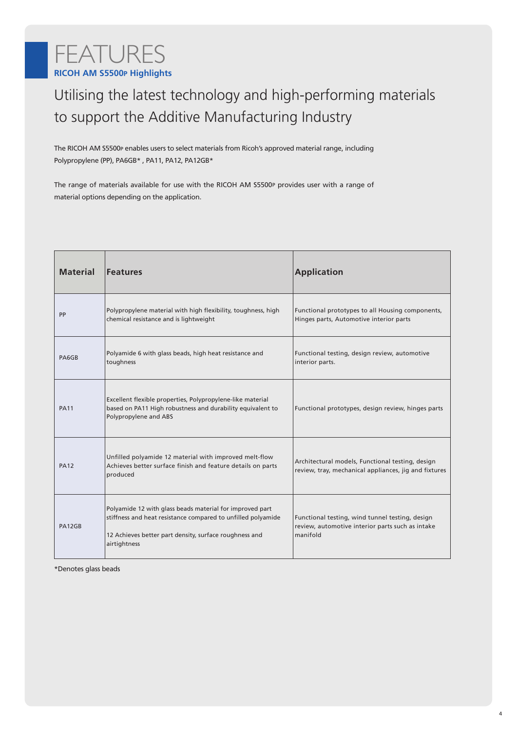# FEATURES

**RICOH AM S5500P Highlights**

## Utilising the latest technology and high-performing materials to support the Additive Manufacturing Industry

The RICOH AM S5500P enables users to select materials from Ricoh's approved material range, including Polypropylene (PP), PA6GB* , PA11, PA12, PA12GB*

The range of materials available for use with the RICOH AM S5500P provides user with a range of material options depending on the application.

| Material | Features | Application |
| --- | --- | --- |
| PP | Polypropylene material with high flexibility, toughness, high chemical resistance and is lightweight | Functional prototypes to all Housing components, Hinges parts, Automotive interior parts |
| PA6GB | Polyamide 6 with glass beads, high heat resistance and toughness | Functional testing, design review, automotive interior parts. |
| PA11 | Excellent flexible properties, Polypropylene-like material based on PA11 High robustness and durability equivalent to Polypropylene and ABS | Functional prototypes, design review, hinges parts |
| PA12 | Unfilled polyamide 12 material with improved melt-flow Achieves better surface finish and feature details on parts produced | Architectural models, Functional testing, design review, tray, mechanical appliances, jig and fixtures |
| PA12GB | Polyamide 12 with glass beads material for improved part stiffness and heat resistance compared to unfilled polyamide 12 Achieves better part density, surface roughness and airtightness | Functional testing, wind tunnel testing, design review, automotive interior parts such as intake manifold |

*Denotes glass beads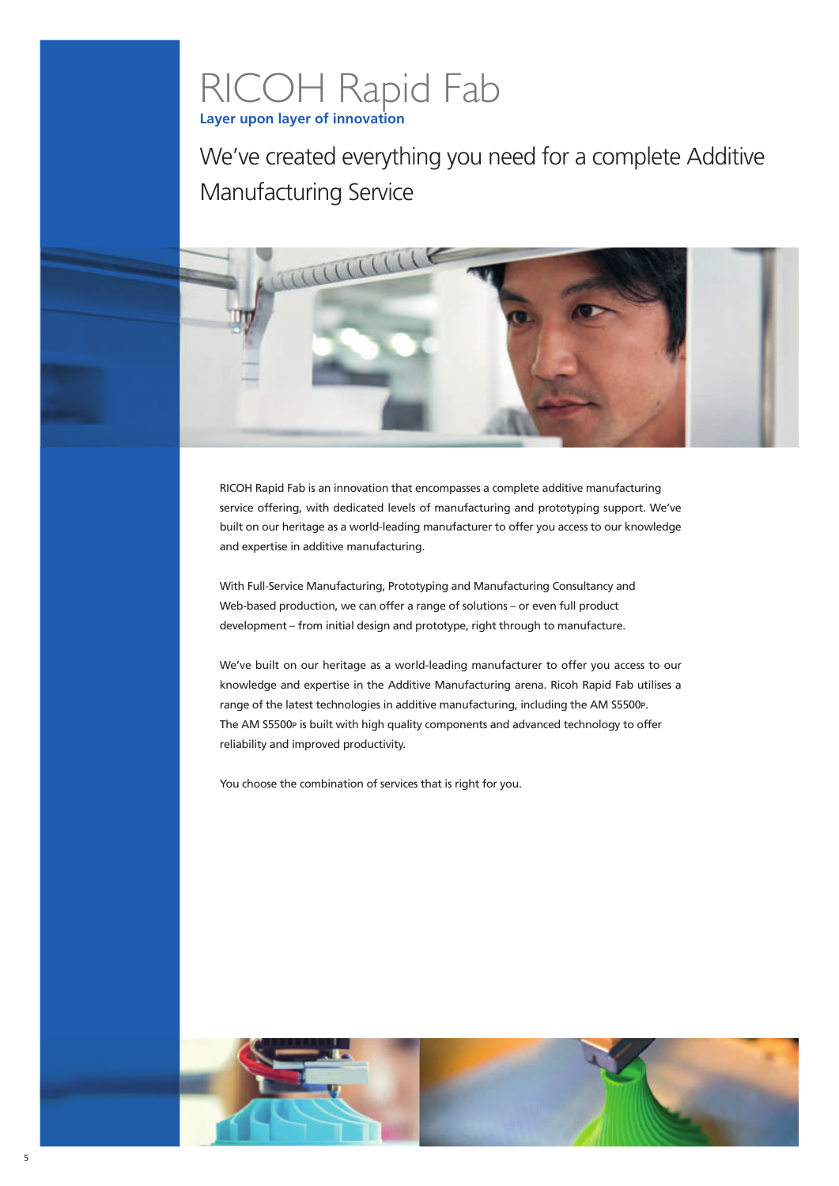# RICOH Rapid Fab

**Layer upon layer of innovation**

## We've created everything you need for a complete Additive Manufacturing Service

RICOH Rapid Fab is an innovation that encompasses a complete additive manufacturing service offering, with dedicated levels of manufacturing and prototyping support. We've built on our heritage as a world-leading manufacturer to offer you access to our knowledge and expertise in additive manufacturing.

With Full-Service Manufacturing, Prototyping and Manufacturing Consultancy and Web-based production, we can offer a range of solutions – or even full product development – from initial design and prototype, right through to manufacture.

We've built on our heritage as a world-leading manufacturer to offer you access to our knowledge and expertise in the Additive Manufacturing arena. Ricoh Rapid Fab utilises a range of the latest technologies in additive manufacturing, including the AM S5500P. The AM S5500P is built with high quality components and advanced technology to offer reliability and improved productivity.

You choose the combination of services that is right for you.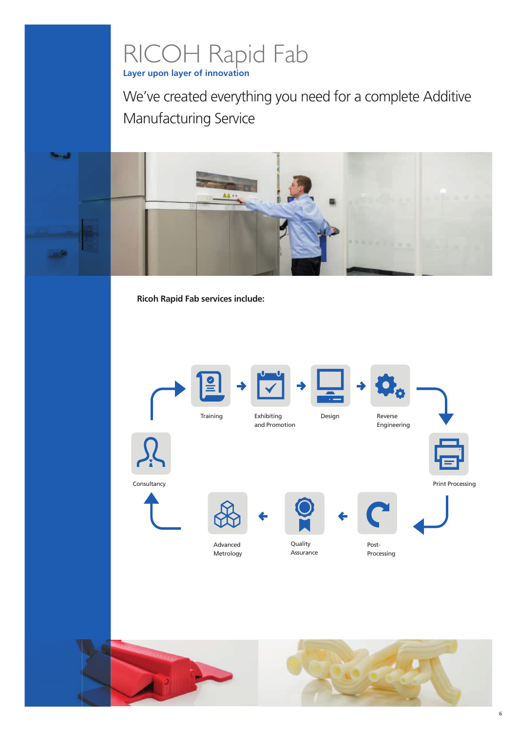# RICOH Rapid Fab

**Layer upon layer of innovation**

We've created everything you need for a complete Additive Manufacturing Service

**Ricoh Rapid Fab services include:**

- Training
- Exhibiting and Promotion
- Design
- Reverse Engineering
- Print Processing
- Post-Processing
- Quality Assurance
- Advanced Metrology
- Consultancy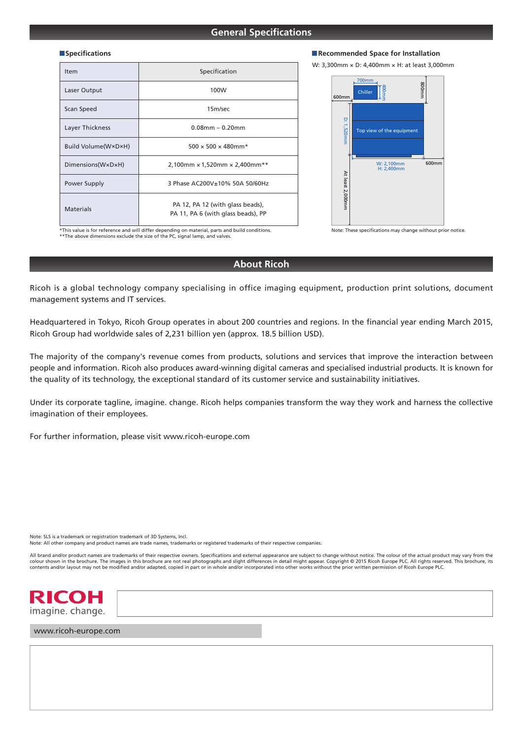## General Specifications

### Specifications

| Item | Specification |
|---|---|
| Laser Output | 100W |
| Scan Speed | 15m/sec |
| Layer Thickness | 0.08mm – 0.20mm |
| Build Volume(W×D×H) | 500 × 500 × 480mm* |
| Dimensions(W×D×H) | 2,100mm × 1,520mm × 2,400mm** |
| Power Supply | 3 Phase AC200V±10% 50A 50/60Hz |
| Materials | PA 12, PA 12 (with glass beads), PA 11, PA 6 (with glass beads), PP |

*This value is for reference and will differ depending on material, parts and build conditions.
**The above dimensions exclude the size of the PC, signal lamp, and valves.

### Recommended Space for Installation

W: 3,300mm × D: 4,400mm × H: at least 3,000mm

700mm
Chiller
400mm
800mm
600mm
D: 1,520mm
Top view of the equipment
W: 2,100mm
H: 2,400mm
600mm
At least 2,000mm

Note: These specifications may change without prior notice.

## About Ricoh

Ricoh is a global technology company specialising in office imaging equipment, production print solutions, document management systems and IT services.

Headquartered in Tokyo, Ricoh Group operates in about 200 countries and regions. In the financial year ending March 2015, Ricoh Group had worldwide sales of 2,231 billion yen (approx. 18.5 billion USD).

The majority of the company's revenue comes from products, solutions and services that improve the interaction between people and information. Ricoh also produces award-winning digital cameras and specialised industrial products. It is known for the quality of its technology, the exceptional standard of its customer service and sustainability initiatives.

Under its corporate tagline, imagine. change. Ricoh helps companies transform the way they work and harness the collective imagination of their employees.

For further information, please visit www.ricoh-europe.com

Note: SLS is a trademark or registration trademark of 3D Systems, Incl.
Note: All other company and product names are trade names, trademarks or registered trademarks of their respective companies.

All brand and/or product names are trademarks of their respective owners. Specifications and external appearance are subject to change without notice. The colour of the actual product may vary from the colour shown in the brochure. The images in this brochure are not real photographs and slight differences in detail might appear. Copyright © 2015 Ricoh Europe PLC. All rights reserved. This brochure, its contents and/or layout may not be modified and/or adapted, copied in part or in whole and/or incorporated into other works without the prior written permission of Ricoh Europe PLC.

RICOH
imagine. change.

www.ricoh-europe.com